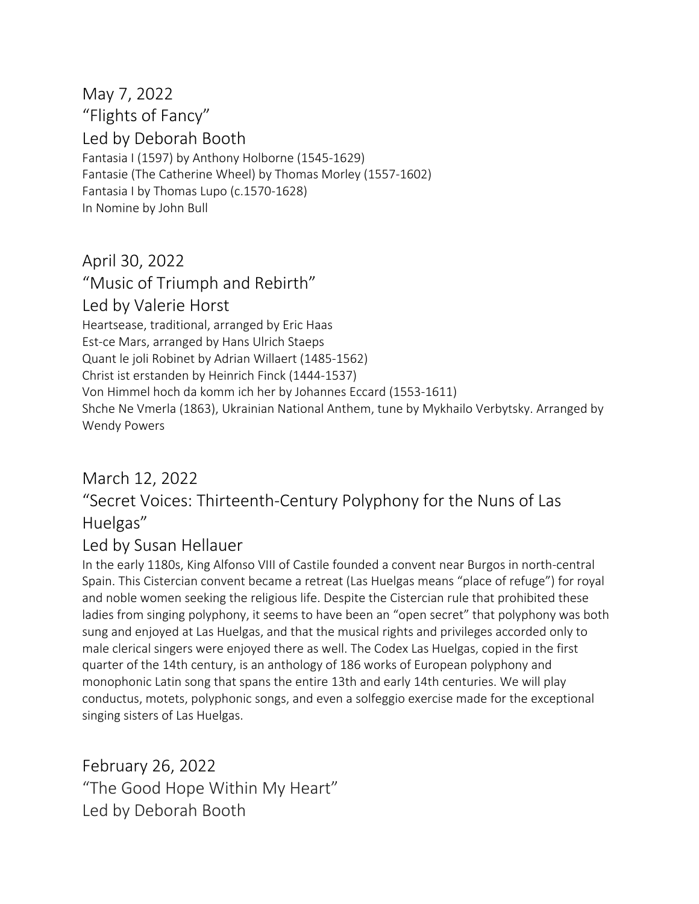## May 7, 2022
## “Flights of Fancy”
## Led by Deborah Booth

Fantasia I (1597) by Anthony Holborne (1545-1629)
Fantasie (The Catherine Wheel) by Thomas Morley (1557-1602)
Fantasia I by Thomas Lupo (c.1570-1628)
In Nomine by John Bull

## April 30, 2022
## “Music of Triumph and Rebirth”
## Led by Valerie Horst

Heartsease, traditional, arranged by Eric Haas
Est-ce Mars, arranged by Hans Ulrich Staeps
Quant le joli Robinet by Adrian Willaert (1485-1562)
Christ ist erstanden by Heinrich Finck (1444-1537)
Von Himmel hoch da komm ich her by Johannes Eccard (1553-1611)
Shche Ne Vmerla (1863), Ukrainian National Anthem, tune by Mykhailo Verbytsky. Arranged by Wendy Powers

## March 12, 2022
## “Secret Voices: Thirteenth-Century Polyphony for the Nuns of Las Huelgas”
## Led by Susan Hellauer

In the early 1180s, King Alfonso VIII of Castile founded a convent near Burgos in north-central Spain. This Cistercian convent became a retreat (Las Huelgas means “place of refuge”) for royal and noble women seeking the religious life. Despite the Cistercian rule that prohibited these ladies from singing polyphony, it seems to have been an “open secret” that polyphony was both sung and enjoyed at Las Huelgas, and that the musical rights and privileges accorded only to male clerical singers were enjoyed there as well. The Codex Las Huelgas, copied in the first quarter of the 14th century, is an anthology of 186 works of European polyphony and monophonic Latin song that spans the entire 13th and early 14th centuries. We will play conductus, motets, polyphonic songs, and even a solfeggio exercise made for the exceptional singing sisters of Las Huelgas.

## February 26, 2022
## “The Good Hope Within My Heart”
## Led by Deborah Booth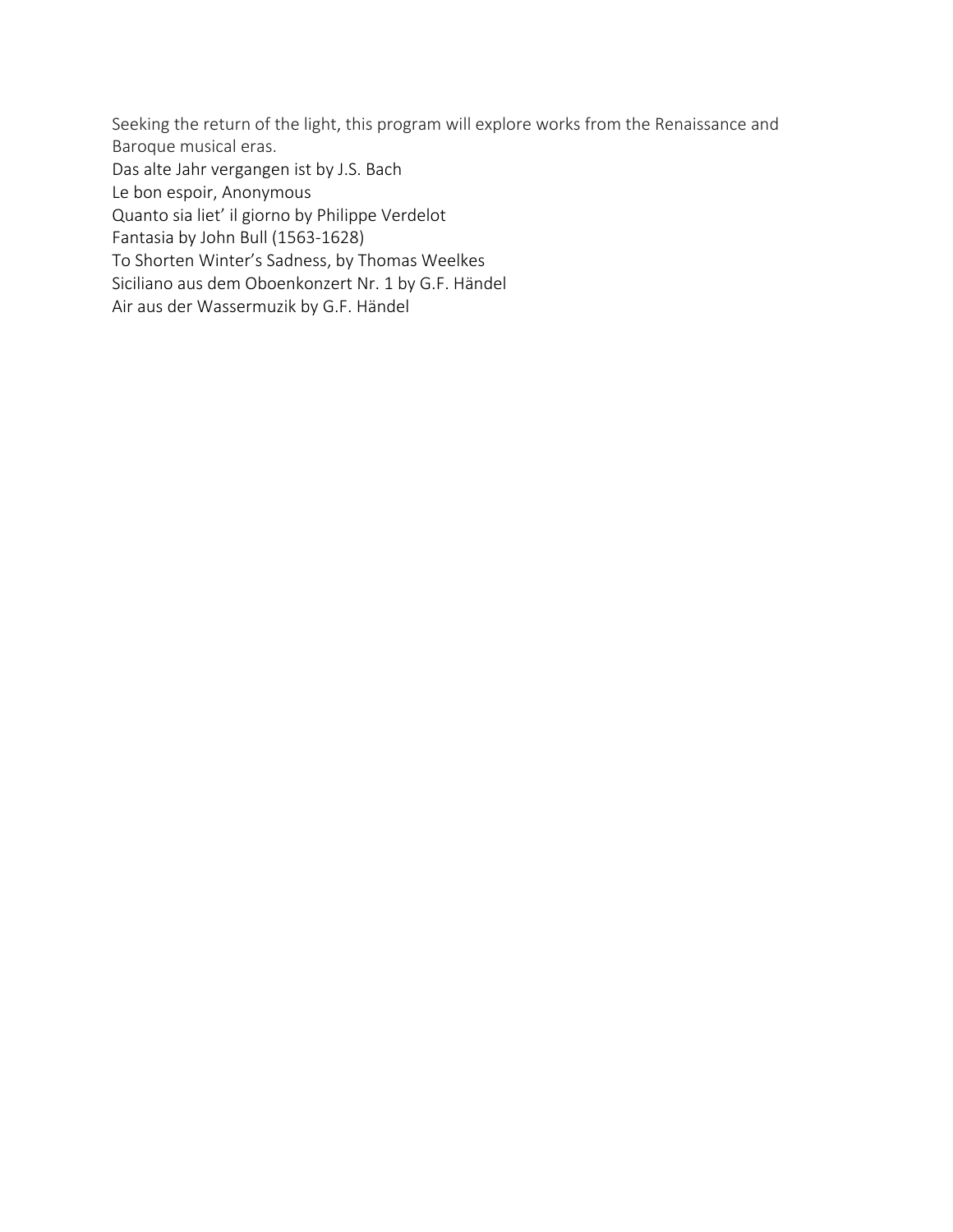Seeking the return of the light, this program will explore works from the Renaissance and Baroque musical eras.

Das alte Jahr vergangen ist by J.S. Bach
Le bon espoir, Anonymous
Quanto sia liet' il giorno by Philippe Verdelot
Fantasia by John Bull (1563-1628)
To Shorten Winter's Sadness, by Thomas Weelkes
Siciliano aus dem Oboenkonzert Nr. 1 by G.F. Händel
Air aus der Wassermuzik by G.F. Händel